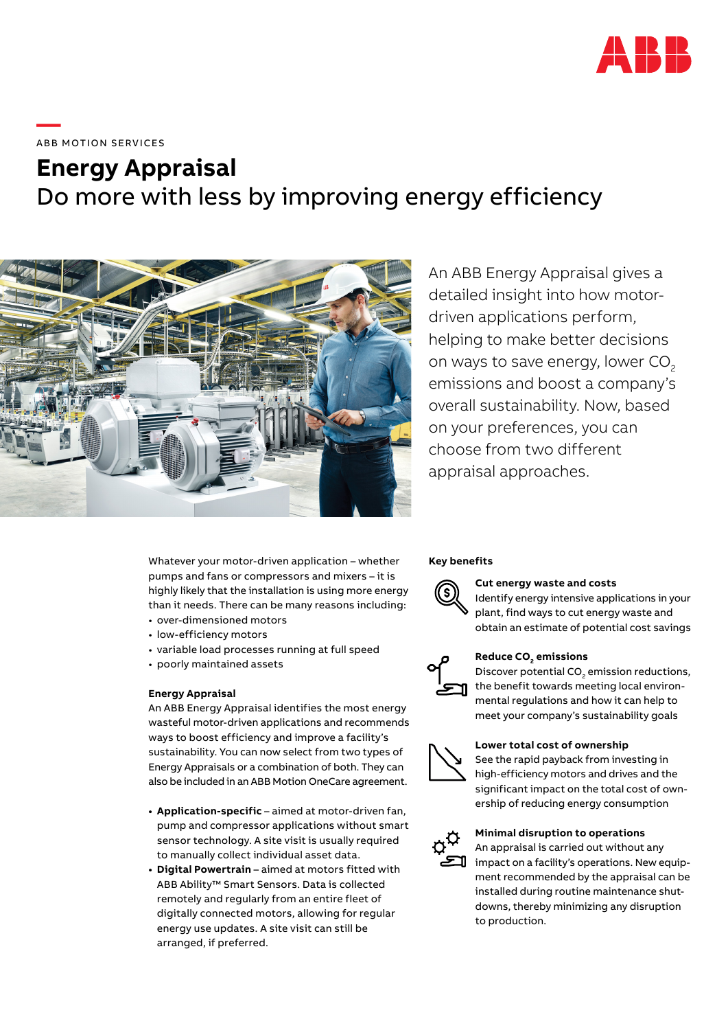ABB MOTION SERVICES

# Energy Appraisal

## Do more with less by improving energy efficiency

An ABB Energy Appraisal gives a detailed insight into how motor-driven applications perform, helping to make better decisions on ways to save energy, lower $CO_2$ emissions and boost a company's overall sustainability. Now, based on your preferences, you can choose from two different appraisal approaches.

Whatever your motor-driven application – whether pumps and fans or compressors and mixers – it is highly likely that the installation is using more energy than it needs. There can be many reasons including:

- over-dimensioned motors
- low-efficiency motors
- variable load processes running at full speed
- poorly maintained assets

### Energy Appraisal

An ABB Energy Appraisal identifies the most energy wasteful motor-driven applications and recommends ways to boost efficiency and improve a facility's sustainability. You can now select from two types of Energy Appraisals or a combination of both. They can also be included in an ABB Motion OneCare agreement.

- **Application-specific** – aimed at motor-driven fan, pump and compressor applications without smart sensor technology. A site visit is usually required to manually collect individual asset data.
- **Digital Powertrain** – aimed at motors fitted with ABB Ability™ Smart Sensors. Data is collected remotely and regularly from an entire fleet of digitally connected motors, allowing for regular energy use updates. A site visit can still be arranged, if preferred.

### Key benefits

**Cut energy waste and costs**
Identify energy intensive applications in your plant, find ways to cut energy waste and obtain an estimate of potential cost savings

**Reduce $CO_2$ emissions**
Discover potential $CO_2$ emission reductions, the benefit towards meeting local environmental regulations and how it can help to meet your company's sustainability goals

**Lower total cost of ownership**
See the rapid payback from investing in high-efficiency motors and drives and the significant impact on the total cost of ownership of reducing energy consumption

**Minimal disruption to operations**
An appraisal is carried out without any impact on a facility's operations. New equipment recommended by the appraisal can be installed during routine maintenance shutdowns, thereby minimizing any disruption to production.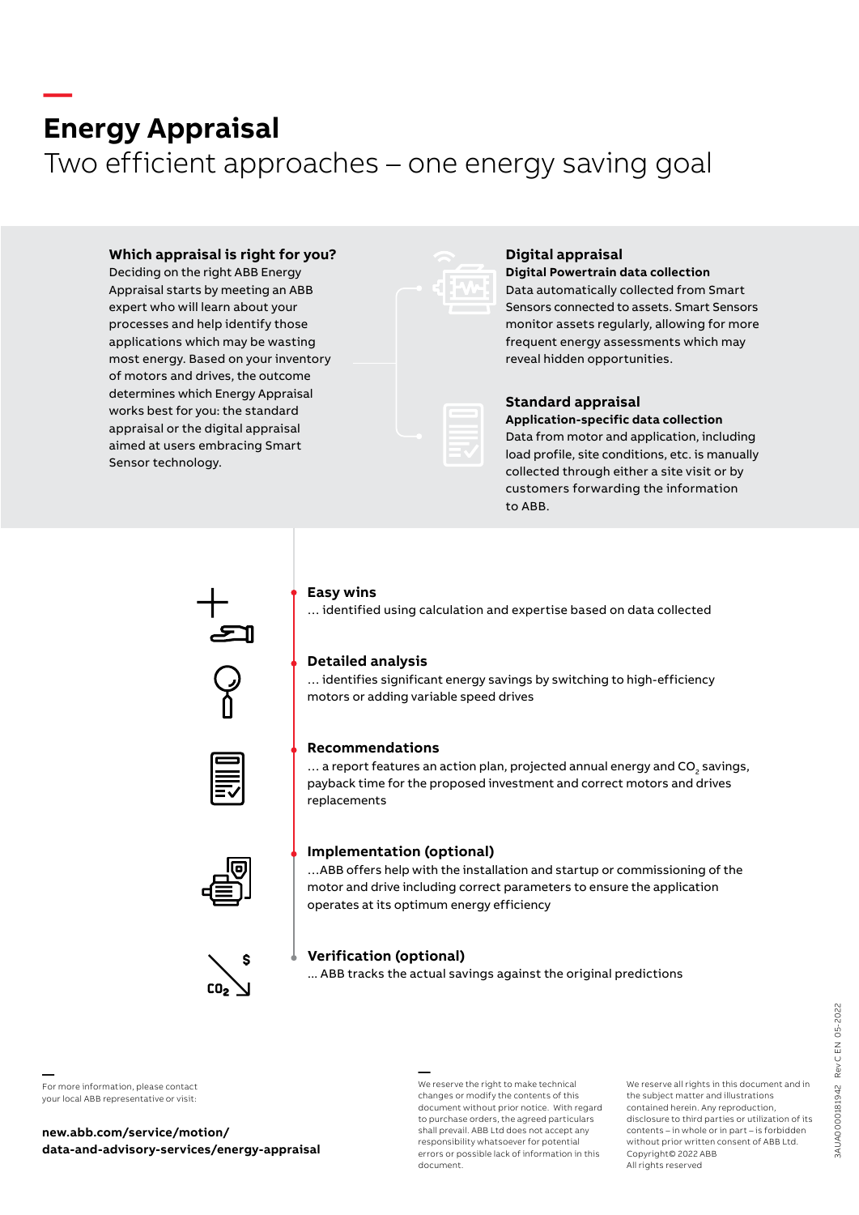# Energy Appraisal

Two efficient approaches – one energy saving goal

### Which appraisal is right for you?

Deciding on the right ABB Energy Appraisal starts by meeting an ABB expert who will learn about your processes and help identify those applications which may be wasting most energy. Based on your inventory of motors and drives, the outcome determines which Energy Appraisal works best for you: the standard appraisal or the digital appraisal aimed at users embracing Smart Sensor technology.

### Digital appraisal

**Digital Powertrain data collection**

Data automatically collected from Smart Sensors connected to assets. Smart Sensors monitor assets regularly, allowing for more frequent energy assessments which may reveal hidden opportunities.

### Standard appraisal

**Application-specific data collection**

Data from motor and application, including load profile, site conditions, etc. is manually collected through either a site visit or by customers forwarding the information to ABB.

### Easy wins

… identified using calculation and expertise based on data collected

### Detailed analysis

… identifies significant energy savings by switching to high-efficiency motors or adding variable speed drives

### Recommendations

… a report features an action plan, projected annual energy and $CO_2$ savings, payback time for the proposed investment and correct motors and drives replacements

### Implementation (optional)

…ABB offers help with the installation and startup or commissioning of the motor and drive including correct parameters to ensure the application operates at its optimum energy efficiency

### Verification (optional)

… ABB tracks the actual savings against the original predictions

---

For more information, please contact your local ABB representative or visit:

**new.abb.com/service/motion/data-and-advisory-services/energy-appraisal**

We reserve the right to make technical changes or modify the contents of this document without prior notice. With regard to purchase orders, the agreed particulars shall prevail. ABB Ltd does not accept any responsibility whatsoever for potential errors or possible lack of information in this document.

We reserve all rights in this document and in the subject matter and illustrations contained herein. Any reproduction, disclosure to third parties or utilization of its contents – in whole or in part – is forbidden without prior written consent of ABB Ltd.
Copyright© 2022 ABB
All rights reserved

3AUA0000181942 Rev C EN 05-2022